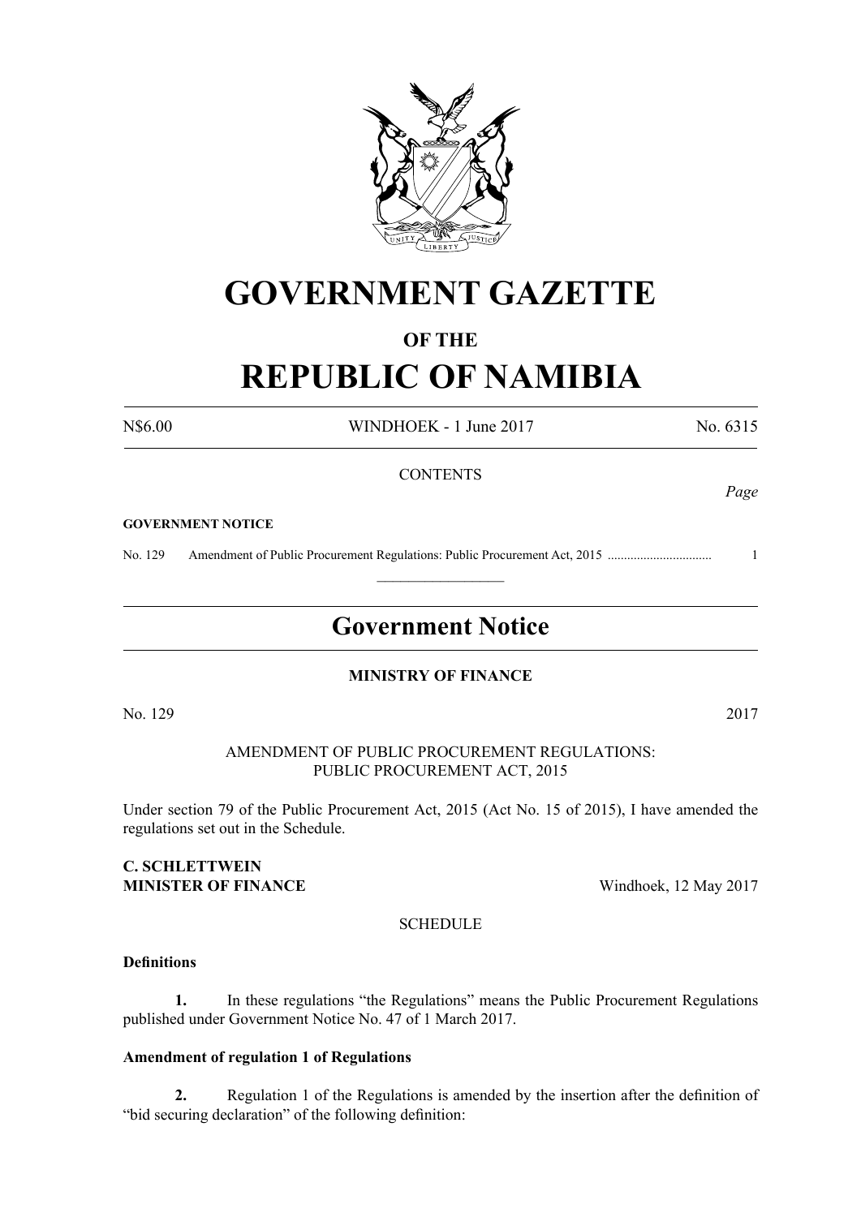# GOVERNMENT GAZETTE

## OF THE

# REPUBLIC OF NAMIBIA

N$6.00 WINDHOEK - 1 June 2017 No. 6315

CONTENTS

*Page*

**GOVERNMENT NOTICE**

No. 129 Amendment of Public Procurement Regulations: Public Procurement Act, 2015 ................................ 1

---

## Government Notice

**MINISTRY OF FINANCE**

No. 129 2017

AMENDMENT OF PUBLIC PROCUREMENT REGULATIONS: PUBLIC PROCUREMENT ACT, 2015

Under section 79 of the Public Procurement Act, 2015 (Act No. 15 of 2015), I have amended the regulations set out in the Schedule.

**C. SCHLETTWEIN**
**MINISTER OF FINANCE** Windhoek, 12 May 2017

SCHEDULE

**Definitions**

**1.** In these regulations "the Regulations" means the Public Procurement Regulations published under Government Notice No. 47 of 1 March 2017.

**Amendment of regulation 1 of Regulations**

**2.** Regulation 1 of the Regulations is amended by the insertion after the definition of "bid securing declaration" of the following definition: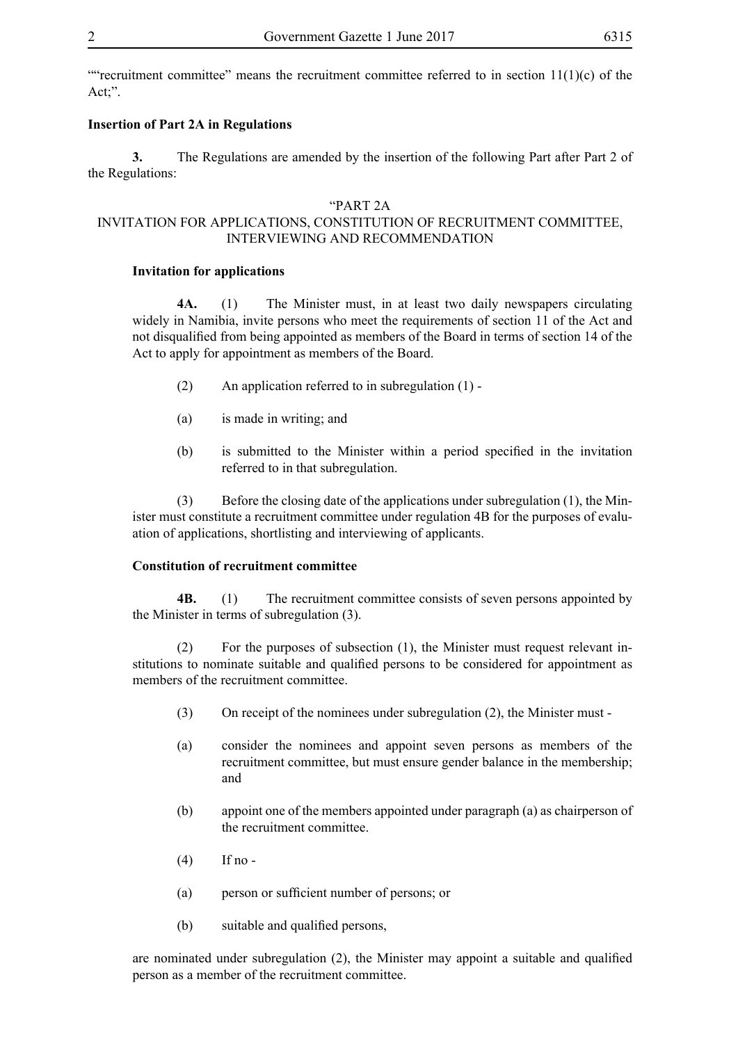""recruitment committee" means the recruitment committee referred to in section 11(1)(c) of the Act;".

**Insertion of Part 2A in Regulations**

**3.** The Regulations are amended by the insertion of the following Part after Part 2 of the Regulations:

"PART 2A
INVITATION FOR APPLICATIONS, CONSTITUTION OF RECRUITMENT COMMITTEE, INTERVIEWING AND RECOMMENDATION

**Invitation for applications**

**4A.** (1) The Minister must, in at least two daily newspapers circulating widely in Namibia, invite persons who meet the requirements of section 11 of the Act and not disqualified from being appointed as members of the Board in terms of section 14 of the Act to apply for appointment as members of the Board.

(2) An application referred to in subregulation (1) -

(a) is made in writing; and

(b) is submitted to the Minister within a period specified in the invitation referred to in that subregulation.

(3) Before the closing date of the applications under subregulation (1), the Minister must constitute a recruitment committee under regulation 4B for the purposes of evaluation of applications, shortlisting and interviewing of applicants.

**Constitution of recruitment committee**

**4B.** (1) The recruitment committee consists of seven persons appointed by the Minister in terms of subregulation (3).

(2) For the purposes of subsection (1), the Minister must request relevant institutions to nominate suitable and qualified persons to be considered for appointment as members of the recruitment committee.

(3) On receipt of the nominees under subregulation (2), the Minister must -

(a) consider the nominees and appoint seven persons as members of the recruitment committee, but must ensure gender balance in the membership; and

(b) appoint one of the members appointed under paragraph (a) as chairperson of the recruitment committee.

(4) If no -

(a) person or sufficient number of persons; or

(b) suitable and qualified persons,

are nominated under subregulation (2), the Minister may appoint a suitable and qualified person as a member of the recruitment committee.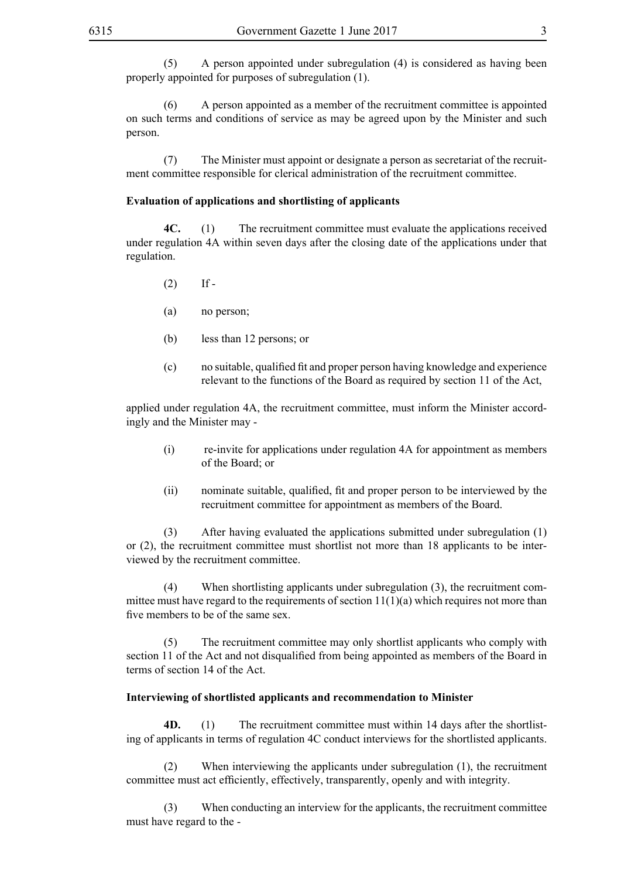(5) A person appointed under subregulation (4) is considered as having been properly appointed for purposes of subregulation (1).

(6) A person appointed as a member of the recruitment committee is appointed on such terms and conditions of service as may be agreed upon by the Minister and such person.

(7) The Minister must appoint or designate a person as secretariat of the recruitment committee responsible for clerical administration of the recruitment committee.

**Evaluation of applications and shortlisting of applicants**

**4C.** (1) The recruitment committee must evaluate the applications received under regulation 4A within seven days after the closing date of the applications under that regulation.

(2) If -

(a) no person;

(b) less than 12 persons; or

(c) no suitable, qualified fit and proper person having knowledge and experience relevant to the functions of the Board as required by section 11 of the Act,

applied under regulation 4A, the recruitment committee, must inform the Minister accordingly and the Minister may -

(i) re-invite for applications under regulation 4A for appointment as members of the Board; or

(ii) nominate suitable, qualified, fit and proper person to be interviewed by the recruitment committee for appointment as members of the Board.

(3) After having evaluated the applications submitted under subregulation (1) or (2), the recruitment committee must shortlist not more than 18 applicants to be interviewed by the recruitment committee.

(4) When shortlisting applicants under subregulation (3), the recruitment committee must have regard to the requirements of section 11(1)(a) which requires not more than five members to be of the same sex.

(5) The recruitment committee may only shortlist applicants who comply with section 11 of the Act and not disqualified from being appointed as members of the Board in terms of section 14 of the Act.

**Interviewing of shortlisted applicants and recommendation to Minister**

**4D.** (1) The recruitment committee must within 14 days after the shortlisting of applicants in terms of regulation 4C conduct interviews for the shortlisted applicants.

(2) When interviewing the applicants under subregulation (1), the recruitment committee must act efficiently, effectively, transparently, openly and with integrity.

(3) When conducting an interview for the applicants, the recruitment committee must have regard to the -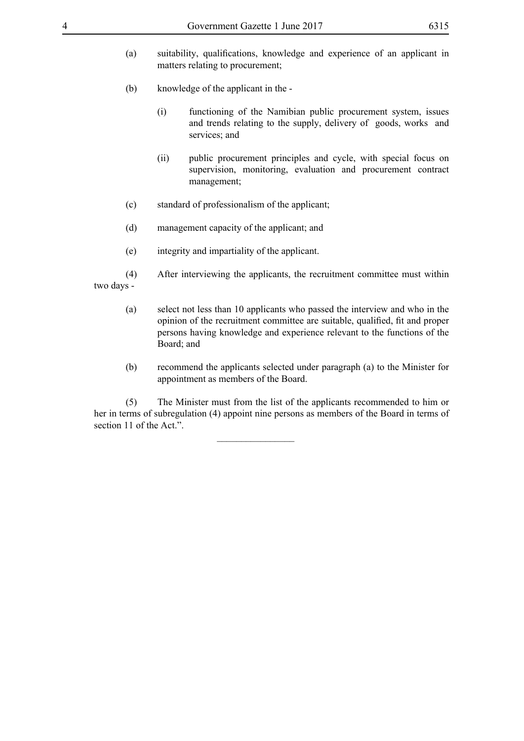(a) suitability, qualifications, knowledge and experience of an applicant in matters relating to procurement;

(b) knowledge of the applicant in the -

(i) functioning of the Namibian public procurement system, issues and trends relating to the supply, delivery of goods, works and services; and

(ii) public procurement principles and cycle, with special focus on supervision, monitoring, evaluation and procurement contract management;

(c) standard of professionalism of the applicant;

(d) management capacity of the applicant; and

(e) integrity and impartiality of the applicant.

(4) After interviewing the applicants, the recruitment committee must within two days -

(a) select not less than 10 applicants who passed the interview and who in the opinion of the recruitment committee are suitable, qualified, fit and proper persons having knowledge and experience relevant to the functions of the Board; and

(b) recommend the applicants selected under paragraph (a) to the Minister for appointment as members of the Board.

(5) The Minister must from the list of the applicants recommended to him or her in terms of subregulation (4) appoint nine persons as members of the Board in terms of section 11 of the Act.".

________________